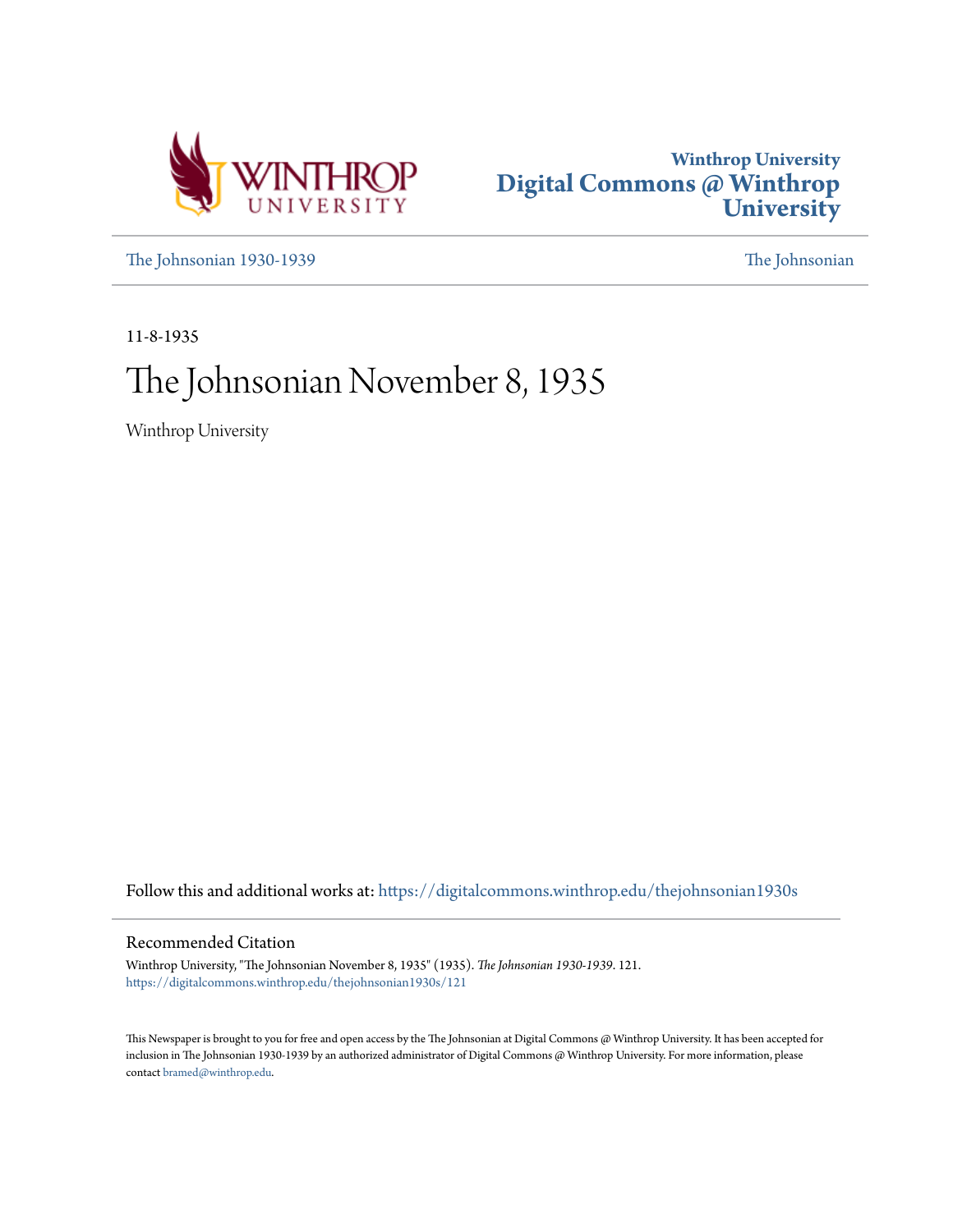Winthrop University

Digital Commons @ Winthrop University

The Johnsonian 1930-1939

The Johnsonian

11-8-1935

# The Johnsonian November 8, 1935

Winthrop University

Follow this and additional works at: https://digitalcommons.winthrop.edu/thejohnsonian1930s

## Recommended Citation

Winthrop University, "The Johnsonian November 8, 1935" (1935). *The Johnsonian 1930-1939*. 121.
https://digitalcommons.winthrop.edu/thejohnsonian1930s/121

This Newspaper is brought to you for free and open access by the The Johnsonian at Digital Commons @ Winthrop University. It has been accepted for inclusion in The Johnsonian 1930-1939 by an authorized administrator of Digital Commons @ Winthrop University. For more information, please contact bramed@winthrop.edu.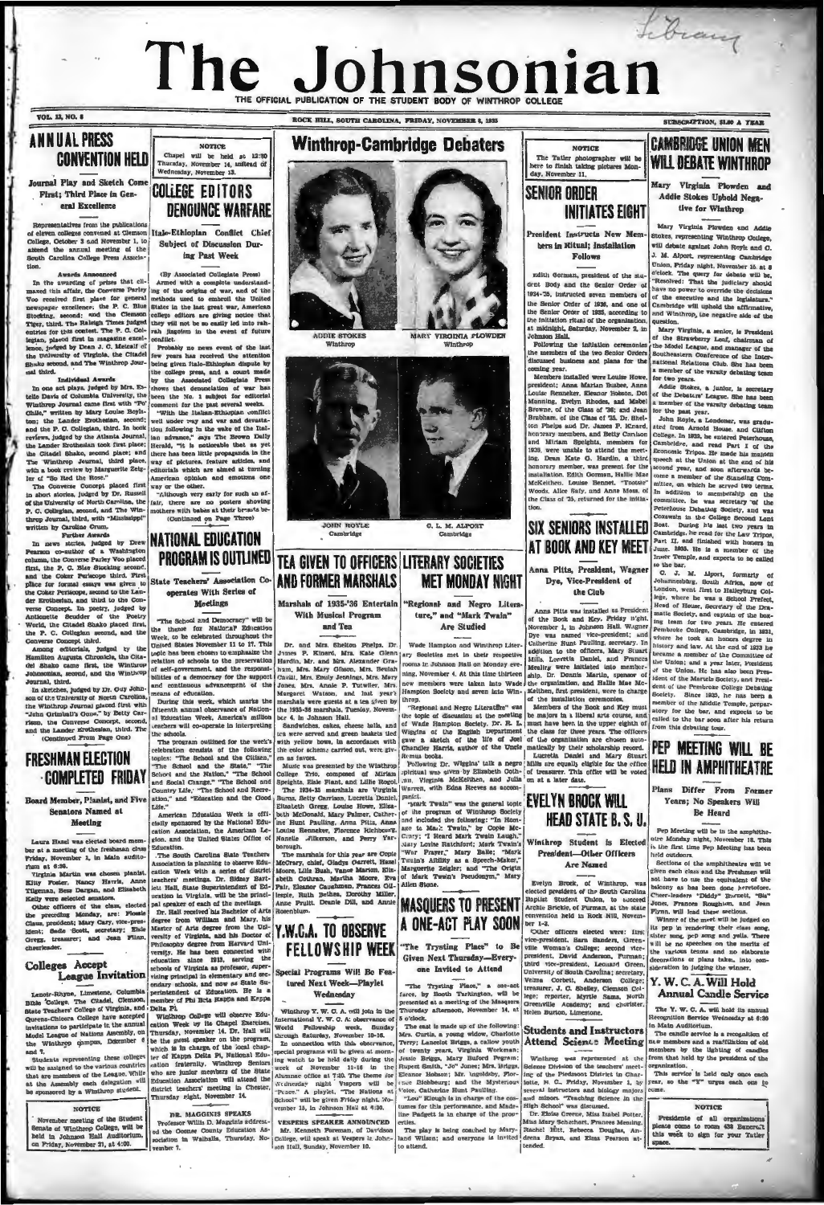# The Johnsonian

THE OFFICIAL PUBLICATION OF THE STUDENT BODY OF WINTHROP COLLEGE

VOL. 13, NO. 8 — ROCK HILL, SOUTH CAROLINA, FRIDAY, NOVEMBER 8, 1935 — SUBSCRIPTION, $1.00 A YEAR

## ANNUAL PRESS CONVENTION HELD

### Journal Play and Sketch Come First; Third Place in General Excellence

Representatives from the publications of eleven colleges convened at Clemson College, October 3 and November 1, to attend the annual meeting of the South Carolina College Press Association.

**Awards Announced**

In the awarding of prizes that climaxed this affair, the Converse Parley Voo received first place for general newspaper excellence; the P. C. Blue Stocking, second; and the Clemson Tiger, third. The Raleigh Times judged entries for this contest. The P. C. Collegian, placed first in magazine excellence, judged by Dean J. C. Metcalf of the University of Virginia, the Citadel Shako second, and The Winthrop Journal third.

**Individual Awards**

In one act plays, judged by Mrs. Estelle Davis of Columbia University, the Winthrop Journal came first with "Pro Chile," written by Mary Louise Boylston; the Lander Erothesian, second; and the P. C. Collegian, third. In book reviews, judged by the Atlanta Journal, the Lander Erothesian took first place; the Citadel Shako, second place; and The Winthrop Journal, third place, with a book review by Marguerite Zeigler of "So Red the Rose."

The Converse Concept placed first in short stories, judged by Dr. Russell of the University of North Carolina, the P. C. Collegian, second, and The Winthrop Journal, third, with "Mississippi" written by Caroline Crum.

**Further Awards**

In news stories, judged by Drew Pearson co-author of a Washington column, the Converse Parley Voo placed first, the P. C. Blue Stocking second, and the Coker Periscope third. First place for formal essays was given to the Coker Periscope, second to the Lander Erothesian, and third to the Converse Concept. In poetry, judged by Antoinette Scudder of the Poetry World, the Citadel Shako placed first, the P. C. Collegian second, and the Converse Concept third.

Among editorials, judged by the Hamilton Augusta Chronicle, the Citadel Shako came first, the Winthrop Johnsonian, second, and the Winthrop Journal, third.

In sketches, judged by Dr. Guy Johnson of the University of North Carolina, the Winthrop Journal placed first with "John Grimhall's Gone," by Betty Carrison, the Converse Concept, second, and the Lander Erothesian, third. The

(Continued From Page One)

## FRESHMAN ELECTION COMPLETED FRIDAY

### Board Member, Pianist, and Five Senators Named at Meeting

Laura Hazel was elected board member at a meeting of the freshman class Friday, November 1, in Main auditorium at 6:30.

Virginia Martin was chosen pianist. Kitty Foster, Nancy Harris, Anne Tilgenan, Bess Dargan, and Elizabeth Kelly were selected senators.

Other officers of the class, elected the preceding Monday, are: Flossie Claus, president; Mary Cary, vice-president; Sadie Scott, secretary; Ida Gregg, treasurer; and Jean Flinn, cheerleader.

## Colleges Accept League Invitation

Lenoir-Rhyne, Limestone, Columbia Bible College, The Citadel, Clemson, State Teachers' College of Virginia, and Queens-Chicora College have accepted invitations to participate in the annual Model League of Nations Assembly, on the Winthrop campus, December 6 and 7.

Students representing these colleges will be assigned to the various countries that are members of the League. While at the Assembly each delegation will be sponsored by a Winthrop student.

**NOTICE**

November meeting of the Student Senate of Winthrop College will be held in Johnson Hall Auditorium, on Friday, November 21, at 4:00.

**NOTICE**

Chapel will be held at 12:30 Thursday, November 14, instead of Wednesday, November 13.

## COLLEGE EDITORS DENOUNCE WARFARE

### Italo-Ethiopian Conflict Chief Subject of Discussion During Past Week

(By Associated Collegiate Press)

Armed with a complete understanding of the origins of war, and of the methods used to embroil the United States in the last great war, American college editors are giving notice that they will not be so easily led into rah-rah jingoism in the event of future conflict.

Probably no news event of the last few years has received the attention being given Italo-Ethiopian dispute by the college press, and a count made by the Associated Collegiate Press shows that denunciation of war has been the No. 1 subject for editorial comment for the past several weeks.

"With the Italian-Ethiopian conflict well under way and war and devastation following in the wake of the Italian advance," says The Brown Daily Herald, "it is noticeable that as yet there has been little propaganda in the way of pictures, feature articles, and editorials which are aimed at turning American opinion and emotions one way or the other.

"Although very early for such an affair, there are no posters showing mothers with babes at their breasts be-

(Continued on Page Three)

## NATIONAL EDUCATION PROGRAM IS OUTLINED

### State Teachers' Association Cooperates With Series of Meetings

"The School and Democracy" will be the theme for National Education Week, to be celebrated throughout the United States November 11 to 17. This topic has been chosen to emphasize the relation of schools to the preservation of self-government, and the responsibilities of a democracy for the support and continuous advancement of the means of education.

During this week, which marks the fifteenth annual observance of National Education Week, America's million teachers will co-operate in interpreting the schools.

The program outlined for the week's celebration consists of the following topics: "The School and the Citizen," "The School and the State," "The School and the Nation," "The School and Social Change," "The School and Country Life," "The School and Recreation," and "Education and the Good Life."

American Education Week is officially sponsored by the National Education Association, the American Legion, and the United States Office of Education.

The South Carolina State Teachers Association is planning to observe Education Week with a series of district teachers' meetings. Dr. Sidney Bartlett, State Superintendent of Education in Virginia, will be the principal speaker of each of the meetings.

Dr. Hall received his Bachelor of Arts degree from William and Mary, his Master of Arts degree from the University of Virginia, and his Doctor of Philosophy degree from Harvard University. He has been connected with education since 1913, serving the schools of Virginia as professor, supervising principal in elementary and secondary schools, and now as State Superintendent of Education. He is a member of Phi Beta Kappa and Kappa Delta Pi.

Winthrop College will observe Education Week by its Chapel Exercises, Thursday, November 14. Dr. Hall will be the guest speaker on the program, which is in charge of the local chapter of Kappa Delta Pi, National Education fraternity. Winthrop Seniors who are junior members of the State Education Association will attend the district teachers' meeting in Chester, Thursday night, November 14.

**DR. MAGGINIS SPEAKS**

Professor Willis D. Magginis addressed the Oconee County Education Association in Walhalla, Thursday, November 7.

## Winthrop-Cambridge Debaters

ADDIE STOKES, Winthrop — MARY VIRGINIA PLOWDEN, Winthrop — JOHN ROYLE, Cambridge — C. L. M. ALPORT, Cambridge

## TEA GIVEN TO OFFICERS AND FORMER MARSHALS

### Marshals of 1935-'36 Entertain With Musical Program and Tea

Dr. and Mrs. Shelton Phelps, Dr. James P. Kinard, Mrs. Kate Glenn Hardin, Mr. and Mrs. Alexander Graham, Mrs. Mary Gibson, Mrs. Beulah Cavill, Mrs. Emily Jennings, Mrs. Mary Jones, Mrs. Annie P. Tutwiler, Mrs. Margaret Watson, and last year's marshals were guests at a tea given by the 1935-36 marshals, Tuesday, November 4, in Johnson Hall.

Sandwiches, cakes, cheese balls, and tea were served and green baskets tied with yellow bows, in accordance with the color scheme, carried out, were given as favors.

Music was presented by the Winthrop College Trio, composed of Miriam Speights, Elsie Plant, and Lillie Rogol. The 1934-35 marshals are Virginia Burns, Betty Garrison, Lucretia Daniel, Elizabeth Gregg, Louise Howe, Elizabeth McDonald, Mary Palmer, Catherine Hunt Paulling, Anna Pitts, Anne Louise Renneker, Florence Richbourg, Nanelle Wilkerson, and Perry Yarborough.

The marshals for this year are Cople McCrary, chief, Gladys Garrett, Hazel Moore, Lille Bush, Vance Marion, Elizabeth Cothran, Martha Moore, Eva Fair, Eleanor Cauchman, Frances Gillespie, Ruth Bethea, Dorothy Miller, Anne Pruitt, Deanie Dill, and Annie Rosenblum.

## Y.W.C.A. TO OBSERVE FELLOWSHIP WEEK

### Special Programs Will Be Featured Next Week—Playlet Wednesday

Winthrop Y. W. C. A. will join in the International Y. W. C. A. observance of World Fellowship week, Sunday through Saturday, November 10-16.

In connection with this observance, special programs will be given at morning watch to be held daily during the week of November 11-16 in the Alumnae office at 7:20. The theme for Wednesday night Vespers will be "Peace." A playlet, "The Nations at School" will be given Friday night, November 15, in Johnson Hall at 6:30.

**VESPERS SPEAKER ANNOUNCED**

Mr. Kenneth Foreman, of Davidson College, will speak at Vespers in Johnson Hall, Sunday, November 10.

## LITERARY SOCIETIES MET MONDAY NIGHT

### "Regional and Negro Literature," and "Mark Twain" Are Studied

Wade Hampton and Winthrop Literary Societies met in their respective rooms in Johnson Hall on Monday evening, November 4, at this time thirteen new members were taken into Wade Hampton Society and seven into Winthrop.

"Regional and Negro Literature" was the topic of discussion at the meeting of Wade Hampton Society. Dr. R. L. Wiggins of the English Department gave a sketch of the life of Joel Chandler Harris, author of the Uncle Remus books.

Following Dr. Wiggins' talk a negro spiritual was given by Elizabeth Cothran, Virginia McKeithen, and Julia Warren, with Edna Reeves as accompanist.

"Mark Twain" was the general topic of the program of Winthrop Society and included the following: "In Homage to Mark Twain," by Cople McCrary; "I Heard Mark Twain Laugh," Mary Louise Ratchford; Mark Twain's "War Prayer," Mary Bailes; "Mark Twain's Ability as a Speech-Maker," Marguerite Zeigler; and "The Origin of Mark Twain's Pseudonym," Mary Allen Sloan.

## MASQUERS TO PRESENT A ONE-ACT PLAY SOON

### "The Trysting Place" to Be Given Next Thursday—Everyone Invited to Attend

"The Trysting Place," a one-act farce, by Booth Tarkington, will be presented at a meeting of the Masquers Thursday afternoon, November 14, at 5 o'clock.

The cast is made up of the following: Mrs. Curtis, a young widow, Charlotte Terry; Lancelot Briggs, a callow youth of twenty years, Virginia Workman; Jessie Briggs, Mary Buford Pegram; Rupert Smith, "Jo" Jones; Mrs. Briggs, Eleanor Hobson; Mr. Ingoldsby, Florence Richbourg; and the Mysterious Voice, Catherine Hunt Paulling.

"Lou" Klough is in charge of the costumes for this performance, and Madeline Padgett is in charge of the properties.

The play is being coached by Mary-land Wilson; and everyone is invited to attend.

**NOTICE**

The Tatler photographer will be here to finish taking pictures Monday, November 11.

## SENIOR ORDER INITIATES EIGHT

### President Instructs New Members in Ritual; Installation Follows

Edith Gorman, president of the student Body and the Senior Order of 1934-'35, instructed seven members of the Senior Order of 1936, and one of the Senior Order of 1935, according to the initiation ritual of the organization, at midnight, Saturday, November 2, in Johnson Hall.

Following the initiation ceremonies the members of the two Senior Orders discussed business and plans for the coming year.

Members installed were Louise Howe, president; Anna Marian Busbee, Anne Louise Renneker, Eleanor Hobson, Dot Manning, Evelyn Rhodes, and Mabel Browne, of the Class of '36; and Jean Brabham, of the Class of '35. Dr. Shelton Phelps and Dr. James P. Kinard, honorary members, and Betty Carrison and Miriam Speights, members for 1935, were unable to attend the meeting. Dean Kate G. Hardin, a third honorary member, was present for the installation. Edith Gorman, Hallie Mae McKeithen, Louise Bennet, "Tootsie" Woods, Alice Saly, and Anne Moss, of the Class of '35, returned for the initiation.

## SIX SENIORS INSTALLED AT BOOK AND KEY MEET

### Anna Pitts, President, Wagner Dye, Vice-President of the Club

Anna Pitts was installed as President of the Book and Key, Friday night, November 1, in Johnson Hall. Wagner Dye was named vice-president; and Catherine Hunt Paulling, secretary. In addition to the officers, Mary Stuart Mills, Lucretia Daniel, and Frances Mealing were initiated into membership. Dr. Dennis Martin, sponsor of the organization, and Hallie Mae McKeithen, first president, were in charge of the installation ceremonies.

Members of the Book and Key must be majors in a liberal arts course, and must have been in the upper eighth of the class for three years. The officers of the organization are chosen automatically by their scholarship record.

Lucretia Daniel and Mary Stuart Mills are equally eligible for the office of treasurer. This office will be voted on at a later date.

## EVELYN BROCK WILL HEAD STATE B. S. U.

### Winthrop Student Is Elected President—Other Officers Are Named

Evelyn Brock, of Winthrop, was elected president of the South Carolina Baptist Student Union, to succeed Archie Brockie, of Furman, at the state convention held in Rock Hill, November 1-3.

Other officers elected were: first vice-president, Bara Sanders, Greenville Woman's College; second vice-president, David Anderson, Furman; third vice-president, Leonard Green, University of South Carolina; secretary, Velma Corbett, Anderson College; treasurer, J. C. Shelley, Clemson College; reporter, Myrtle Sams, North Greenville Academy; and chorister, Helen Burton, Limestone.

## Students and Instructors Attend Science Meeting

Winthrop was represented at the Science Division of the teachers' meeting of the Piedmont District in Charlotte, N. C., Friday, November 1, by several instructors and biology majors and minors. "Teaching Science in the High School" was discussed.

Dr. Eloise Greene, Miss Isabel Potter, Miss Mary Scheibert, Frances Mealing, Rachel Hiott, Rebecca Douglas, Andrena Bryan, and Elma Pearson attended.

## CAMBRIDGE UNION MEN WILL DEBATE WINTHROP

### Mary Virginia Plowden and Addie Stokes Uphold Negative for Winthrop

Mary Virginia Plowden and Addie Stokes, representing Winthrop College, will debate against John Royle and C. J. M. Alport, representing Cambridge Union, Friday night, November 15, at 8 o'clock. The query for debate will be, "Resolved: That the judiciary should have no power to override the decisions of the executive and the legislature." Cambridge will uphold the affirmative, and Winthrop, the negative side of the question.

Mary Virginia, a senior, is President of the Strawberry Leaf, chairman of the Model League, and manager of the Southeastern Conference of the International Relations Club. She has been a member of the varsity debating team for two years.

Addie Stokes, a junior, is secretary of the Debaters' League. She has been a member of the varsity debating team for the past year.

John Royle, a Londoner, was graduated from Arnold House, and Clifton College. In 1932, he entered Peterhouse, Cambridge, and read Part I of the Economic Tripos. He made his maiden speech at the Union at the end of his second year, and soon afterwards became a member of the Standing Committee, on which he served two terms. In addition to membership on the committee, he was secretary of the Peterhouse Debating Society, and was Coxswain in the College Second Lent Boat. During his last two years in Cambridge, he read for the Law Tripos, Part II, and finished with honors in June, 1935. He is a member of the Inner Temple, and expects to be called to the bar.

C. J. M. Alport, formerly of Johannesburg, South Africa, now of London, went first to Haileybury College, where he was a School Prefect, Head of House, Secretary of the Dramatic Society, and captain of the boxing team for two years. He entered Pembroke College, Cambridge, in 1931, where he took an honors degree in history and law. At the end of 1933 he became a member of the Committee of the Union; and a year later, President of the Union. He has also been President of the Marcels Society, and President of the Pembroke College Debating Society. Since 1935, he has been a member of the Middle Temple, preparatory for the bar, and expects to be called to the bar soon after his return from this debating tour.

## PEP MEETING WILL BE HELD IN AMPHITHEATRE

### Plans Differ From Former Years; No Speakers Will Be Heard

Pep Meeting will be in the amphitheatre Monday night, November 18. This is the first time Pep Meeting has been held outdoors.

Sections of the amphitheatre will be given each class and the Freshmen will not have to use the eyelashes of the balcony as has been done heretofore. Cheer-leaders "Diddy" Burnett, "Sis" Jones, Frances Roughton, and Jean Flynn, will lead these sections.

Winner of the meet will be judged on its pep in rendering their class song, sister song, pep song and yells. There will be no speeches on the merits of the various teams and no elaborate decorations or plans taken into consideration in judging the winner.

## Y. W. C. A. Will Hold Annual Candle Service

The Y. W. C. A. will hold its annual Recognition Service Wednesday at 6:30 in Main Auditorium.

The candle service is a recognition of new members and a reaffiliation of old members by the lighting of candles from that held by the president of the organization.

This service is held only once each year, so the "Y" urges each one to come.

**NOTICE**

Presidents of all organizations please come to room 438 Bancroft this week to sign for your Tatler space.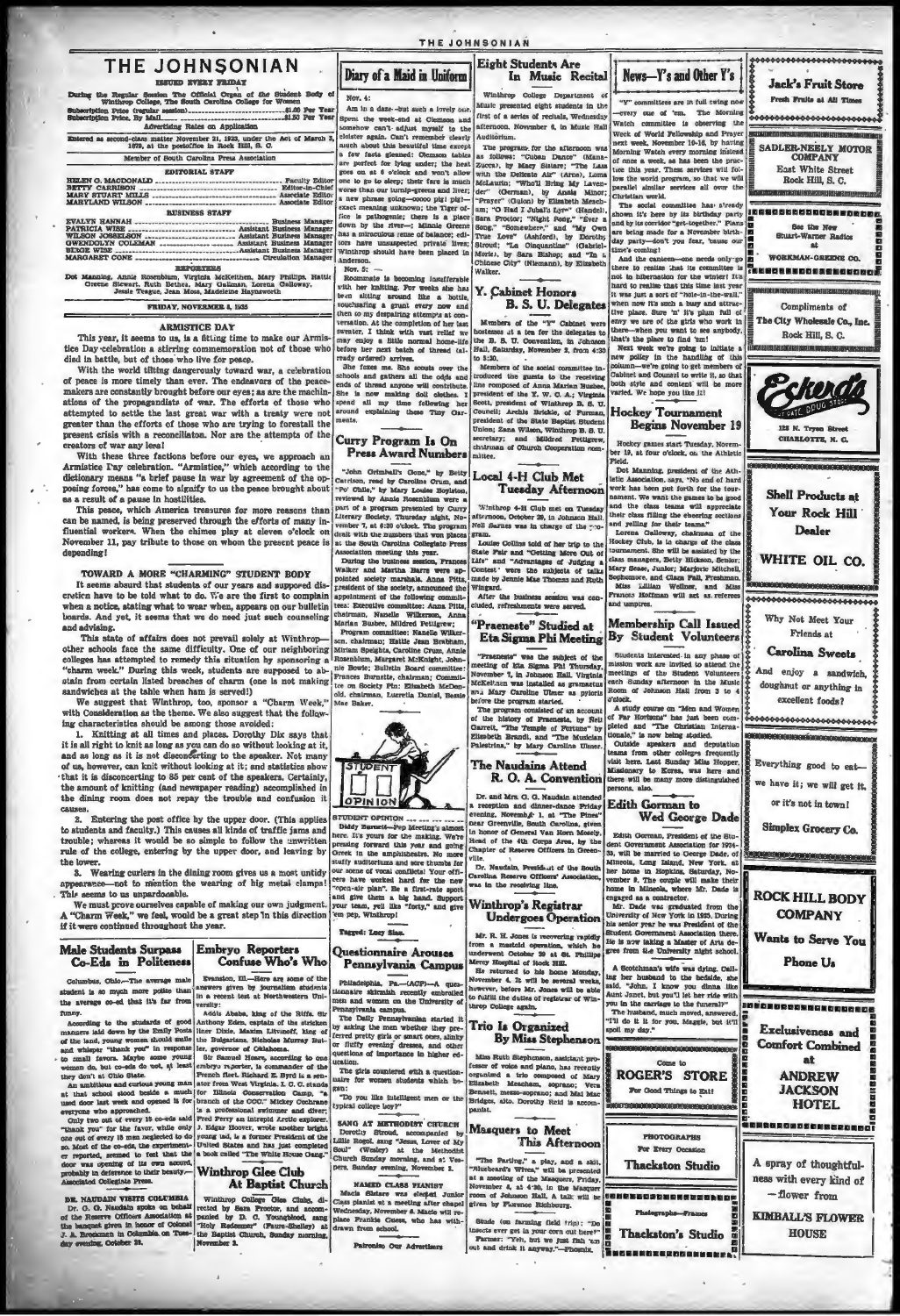# THE JOHNSONIAN

ISSUED EVERY FRIDAY

During the Regular Session The Official Organ of the Student Body of Winthrop College, The South Carolina College for Women

Subscription Price (regular session)..........$1.00 Per Year
Subscription Price, By Mail..........$1.50 Per Year

Advertising Rates on Application

Entered as second-class matter November 21, 1923, under the Act of March 3, 1879, at the postoffice in Rock Hill, S. C.

Member of South Carolina Press Association

## EDITORIAL STAFF

HELEN G. MACDONALD .......... Faculty Editor
BETTY CARRISON .......... Editor-in-Chief
MARY STUART MILLS .......... Associate Editor
MARYLAND WILSON .......... Associate Editor

## BUSINESS STAFF

EVALYN HANNAH .......... Business Manager
PATRICIA WISE .......... Assistant Business Manager
WILSON JOSSELSON .......... Assistant Business Manager
GWENDOLYN COLEMAN .......... Assistant Business Manager
BESSIE WISE .......... Assistant Business Manager
MARGARET CONE .......... Circulation Manager

## REPORTERS

Dot Manning, Annie Rosenblum, Virginia McKeithen, Mary Phillips, Hattie Greene Stewart, Ruth Bethea, Mary Gallman, Lorena Galloway, Jessie Teague, Jean Moss, Madeleine Haynsworth

FRIDAY, NOVEMBER 8, 1935

## ARMISTICE DAY

This year, it seems to us, is a fitting time to make our Armistice Day celebration a stirring commemoration not of those who died in battle, but of those who live for peace.

With the world tilting dangerously toward war, a celebration of peace is more timely than ever. The endeavors of the peacemakers are constantly brought before our eyes; as are the machinations of the propagandists of war. The efforts of those who attempted to settle the last great war with a treaty were not greater than the efforts of those who are trying to forestall the present crisis with a reconciliation. Nor are the attempts of the creators of war any less!

With these three factions before our eyes, we approach an Armistice Day celebration. "Armistice," which according to the dictionary means "a brief pause in war by agreement of the opposing forces," has come to signify to us the peace brought about as a result of a pause in hostilities.

This peace, which America treasures for more reasons than can be named, is being preserved through the efforts of many influential workers. When the chimes play at eleven o'clock on November 11, pay tribute to those on whom the present peace is depending!

## TOWARD A MORE "CHARMING" STUDENT BODY

It seems absurd that students of our years and supposed discretion have to be told what to do. We are the first to complain when a notice, stating what to wear when, appears on our bulletin boards. And yet, it seems that we do need just such counseling and advising.

This state of affairs does not prevail solely at Winthrop—other schools face the same difficulty. One of our neighboring colleges has attempted to remedy this situation by sponsoring a "charm week." During this week, students are supposed to abstain from certain listed breaches of charm (one is not making sandwiches at the table when ham is served!)

We suggest that Winthrop, too, sponsor a "Charm Week," with Consideration as the theme. We also suggest that the following characteristics should be among those avoided:

1. Knitting at all times and places. Dorothy Dix says that it is all right to knit as long as you can do so without looking at it, and as long as it is not disconcerting to the speaker. Not many of us, however, can knit without looking at it; and statistics show that it is disconcerting to 85 per cent of the speakers. Certainly, the amount of knitting (and newspaper reading) accomplished in the dining room does not repay the trouble and confusion it causes.

2. Entering the post office by the upper door. (This applies to students and faculty.) This causes all kinds of traffic jams and trouble; whereas it would be so simple to follow the unwritten rule of the college, entering by the upper door, and leaving by the lower.

3. Wearing curlers in the dining room gives us a most untidy appearance—not to mention the wearing of big metal clamps! This seems to us unpardonable.

We must prove ourselves capable of making our own judgment. A "Charm Week," we feel, would be a great step in this direction if it were continued throughout the year.

## Male Students Surpass Co-Eds in Politeness

Columbus, Ohio—The average male student is so much more polite than the average co-ed that it's far from funny.

According to the students of good manners laid down by the Emily Posts of the land, young women should smile and whisper "thank you" in response to small favors. Maybe some young women do, but co-eds do not, at least they don't at Ohio State.

An ambitious and curious young man at that school stood beside a much used door last week and opened it for everyone who approached.

Only two out of every 15 co-eds said "thank you" for the favor, while only one out of every 15 men neglected to do so. Most of the co-eds, the experimenter reported, seemed to feel that the door was opening of its own accord, probably in deference to their beauty.—Associated Collegiate Press.

DR. NAUDAIN VISITS COLUMBIA

Dr. G. G. Naudain spoke on behalf of the Reserve Officers Association at the banquet given in honor of Colonel J. A. Brockman in Columbia on Tuesday evening, October 29.

## Embryo Reporters Confuse Who's Who

Evanston, Ill.—Here are some of the answers given by journalism students in a recent test at Northwestern University:

Addis Ababa, king of the Riffs. Sir Anthony Eden, captain of the stricken liner Dixie. Maxim Litvinoff, king of the Bulgarians. Nicholas Murray Butler, governor of Oklahoma.

Sir Samuel Hoare, according to one embryo reporter, is commander of the French fleet. Richard E. Byrd is a senator from West Virginia. I. C. C. stands for Illinois Conservation Camp, "a branch of the CCC." Mickey Cochrane is a professional swimmer and diver; Fred Perry an intrepid Arctic explorer. J. Edgar Hoover, wrote another bright young lad, is a former President of the United States and has just completed a book called "The White House Gang."

## Winthrop Glee Club At Baptist Church

Winthrop College Glee Club, directed by Sara Proctor, and accompanied by Dr. G. Youngblood, sang "My Redeemer" (Faure-Shelley) at the Baptist Church, Sunday morning, November 3.

## Diary of a Maid in Uniform

Nov. 4:

Am in a daze—but such a lovely one. Spent the week-end at Clemson and somehow can't adjust myself to the cloister again. Can't remember clearly much about that beautiful time except a few facts gleaned: Clemson tables are perfect for lying under; the heat goes on at 6 o'clock and won't allow one to go to sleep; their fare is much worse than our turnip-greens and liver; a new phrase goloo—ooooo pig! pig!—exact meaning unknown; the Tiger office is pathogenic; there is a place down by the river—; Minnie Greene has a miraculous sense of balance; editors have unsuspected private lives; Winthrop should have been placed in Anderson.

Nov. 5:

Roommate is becoming insufferable with her knitting. For weeks she has been sitting around like a bottle, vouchsafing a grunt every now and then to my despairing attempts at conversation. At the completion of her last sweater, I think with vast relief we may enjoy a little normal home-life before her next batch of thread (already ordered) arrives.

She fines me. She scouts over the schools and gathers all the odds and ends of thread anyone will contribute. She is now making doll clothes. I spend all my time following her around explaining these Tiny Garments.

## Curry Program Is On Press Award Numbers

"John Grimball's Gone," by Betty Carrison, read by Caroline Crum, and "Po' Chile," by Mary Louise Boylston, reviewed by Annie Rosenblum were a part of a program presented by Curry Literary Society, Thursday night, November 7, at 6:30 o'clock. The program dealt with the numbers that won places at the South Carolina Collegiate Press Association meeting this year.

During the business session, Frances Walker and Martha Barre were appointed society marshals. Anne Pitts, president of the society, announced the appointment of the following committees: Executive committee: Anne Pitts, chairman, Nanelle Wilkerson, Anna Marian Butler, Mildred Pettigrew; Program committee: Nanelle Wilkerson, chairman; Hattie Jean Brabham, Miriam Speights, Caroline Crum, Annie Rosenblum, Margaret McKnight, Jennie Bowie; Bulletin Board committee: Frances Burnette, chairman; Committee on Society Pin: Elizabeth McDonald, chairman, Lucrella Daniel, Bessie Mae Baker.

STUDENT OPINION

Diddy Burnett—Pep Meeting's almost here. It's yours for the making. We're pressing forward this year and going Greek in the amphitheatre. No more stuffy auditoriums and sore thumbs for our scene of vocal conflicts! Your officers have worked hard for the new "open-air plan." Be a first-rate sport and give them a big hand. Support your team, yell like "forty," and give 'em pep, Winthrop!

Tagged: Lucy Sims.

## Questionnaire Arouses Pennsylvania Campus

Philadelphia, Pa.—(ACP)—A questionnaire skirmish recently embroiled men and women on the University of Pennsylvania campus.

The Daily Pennsylvanian started it by asking the men whether they preferred pretty girls or smart ones, slinky or fluffy evening dresses, and other questions of importance in higher education.

The girls countered with a questionnaire for women students which began:

"Do you like intelligent men or the typical college boy?"

SANG AT METHODIST CHURCH

Dorothy Stroud, accompanied by Lillie Engel, sang "Jesus, Lover of My Soul" (Wesley) at the Methodist Church Sunday morning, and at Vespers, Sunday evening, November 3.

NAMED CLASS PIANIST

Macia Slaters was elected Junior Class pianist at a meeting after chapel Wednesday, November 6. Macia will replace Frankie Cooss, who has withdrawn from school.

Patronize Our Advertisers

## Eight Students Are In Music Recital

Winthrop College Department of Music presented eight students in the first of a series of recitals, Wednesday afternoon, November 6, in Music Hall Auditorium.

The program for the afternoon was as follows: "Cuban Dance" (Manna-Zucca), by Macy Slaters; "The Lass with the Delicate Air" (Arne), Lorna McLaurin; "Who'll Bring My Lavender" (German), by Annie Minor; "Prayer" (Guion) by Elizabeth Meacham; "O Had I Jubal's Lyre" (Handel), Sara Proctor; "Night Song," "Ever a Song," "Somewhere," and "My Own True Love" (Ashford), by Dorothy Stroud; "La Cinquantine" (Gabriel-Marie), by Sara Bishop; and "In a Chinese City" (Niemann), by Elizabeth Walker.

## Y. Cabinet Honors B. S. U. Delegates

Members of the "Y" Cabinet were hostesses at a tea for the delegates to the B. S. U. Convention, in Johnson Hall, Saturday, November 2, from 4:30 to 5:30.

Members of the social committee introduced the guests to the receiving line composed of Anna Marian Butler, president of the Y. W. C. A.; Virginia Scott, president of Winthrop B. S. U. Council; Archie Brickle, of Furman, president of the State Baptist Student Union; Zana Wilson, Winthrop B. S. U. secretary; and Mildred Pettigrew, chairman of Church Cooperation committee.

## Local 4-H Club Met Tuesday Afternoon

Winthrop 4-H Club met on Tuesday afternoon, October 29, in Johnson Hall. Nell Garnes was in charge of the program.

Louise Collins told of her trip to the State Fair and "Getting More Out of Life" and "Advantages of Judging a Contest" were the subjects of talks made by Jennie Mae Thomas and Ruth Wingard.

After the business session was concluded, refreshments were served.

## "Praeneste" Studied at Eta Sigma Phi Meeting

"Praeneste" was the subject of the meeting of Eta Sigma Phi Thursday, November 7, in Johnson Hall. Virginia McKeithan was installed as grammatus and Mary Caroline Ulmer as pylorus before the program started.

The program consisted of an account of the history of Praeneste, by Nell Garrett, "The Temple of Fortune" by Elizabeth Brandt, and "The Musician Palestrina," by Mary Caroline Ulmer.

## The Naudains Attend R. O. A. Convention

Dr. and Mrs. G. G. Naudain attended a reception and dinner-dance Friday evening, November 1, at "The Pines" near Greenville, South Carolina, given in honor of General Van Horn Mosely, Head of the 4th Corps Area, by the Chapter of Reserve Officers in Greenville.

Dr. Naudain, President of the South Carolina Reserve Officers' Association, was in the receiving line.

## Winthrop's Registrar Undergoes Operation

Mr. R. H. Jones is recovering rapidly from a mastoid operation, which he underwent October 29 at St. Phillips Mercy Hospital of Rock Hill.

He returned to his home Monday, November 4. It will be several weeks, however, before Mr. Jones will be able to fulfill the duties of registrar of Winthrop College again.

## Trio Is Organized By Miss Stephenson

Miss Ruth Stephenson, assistant professor of voice and piano, has recently organized a trio composed of Mary Elizabeth Meacham, soprano; Vera Bennett, mezzo-soprano; and Mai Mac Bridges, alto. Dorothy Reid is accompanist.

## Masquers to Meet This Afternoon

"The Parting," a play, and a skit, "Bluebeard's Wives," will be presented at a meeting of the Masquers, Friday, November 8, at 4:30, in the Masquer room of Johnson Hall. A talk will be given by Florence Richbourg.

Slade (on farming field trip): "Do insects ever get in your corn out here?"
Farmer: "Yeh, but we just fish 'em out and drink it anyway."—Phoenix.

## News—Y's and Other Y's

"Y" committees are in full swing now—every one of 'em. The Morning Watch committee is observing the Week of World Fellowship and Prayer next week, November 10-16, by having Morning Watch every morning instead of once a week, as has been the practice this year. These services will follow the world program, so that we will parallel similar services all over the Christian world.

The social committee has already shown it's here by its birthday party and by its corridor "get-together." Plans are being made for a November birthday party—don't you fear, 'cause our time's coming!

And the canteen—one needs only go there to realize that its committee is not in hibernation for the winter! It's hard to realize that this time last year it was just a sort of "hole-in-the-wall," when now it's such a busy and attractive place. Sure 'n' it's plum full of envy we are of the girls who work in there—when you want to see anybody, that's the place to find 'em!

Next week we're going to initiate a new policy in the handling of this column—we're going to get members of Cabinet and Council to write it, so that both style and content will be more varied. We hope you like it!

## Hockey Tournament Begins November 19

Hockey games start Tuesday, November 19, at four o'clock, on the Athletic Field.

Dot Manning, president of the Athletic Association, says, "No end of hard work has been put forth for the tournament. We want the games to be good and the class teams will appreciate their class filling the cheering sections and yelling for their teams."

Lorena Galloway, chairman of the Hockey Club, is in charge of the class tournament. She will be assisted by the class managers, Betty Hickson, Senior; Mary Sease, Junior; Marjorie Mitchell, Sophomore, and Clara Fall, Freshman.

Miss Lillian Wellner, and Miss Frances Hoffman will act as referees and umpires.

## Membership Call Issued By Student Volunteers

Students interested in any phase of mission work are invited to attend the meetings of the Student Volunteers each Sunday afternoon in the Music Room of Johnson Hall from 3 to 4 o'clock.

A study course on "Men and Women of Far Horizons" has just been completed and "The Christian Internationale," is now being studied.

Outside speakers and deputation teams from other colleges frequently visit here. Last Sunday Miss Hopper, Missionary to Korea, was here and there will be many more distinguished persons, also.

## Edith Gorman to Wed George Dade

Edith Gorman, President of the Student Government Association for 1934-35, will be married to George Dade, of Mineola, Long Island, New York, at her home in Hopkins, Saturday, November 9. The couple will make their home in Mineola, where Mr. Dade is engaged as a contractor.

Mr. Dade was graduated from the University of New York in 1933. During his senior year he was President of the Student Government Association there. He is now taking a Master of Arts degree from the University night school.

A Scotchman's wife was dying. Calling her husband to the bedside, she said, "John, I know you dinna like Aunt Janet, but you'll let her ride with you in the carriage to the funeral?"

The husband, much moved, answered, "I'll do it for you, Maggie, but it'll spoil my day."

---

**Jack's Fruit Store**
Fresh Fruits at All Times

**SADLER-NEELY MOTOR COMPANY**
East White Street
Rock Hill, S. C.

See the New Stuart-Warner Radios at WORKMAN-GREENE CO.

Compliments of The City Wholesale Co., Inc.
Rock Hill, S. C.

**Eckerd's** Cut Rate Drug Store
125 N. Tryon Street
CHARLOTTE, N. C.

**Shell Products at Your Rock Hill Dealer**
**WHITE OIL CO.**

Why Not Meet Your Friends at **Carolina Sweets**
And enjoy a sandwich, doughnut or anything in excellent foods?

Everything good to eat—we have it; we will get it, or it's not in town!
**Simplex Grocery Co.**

**ROCK HILL BODY COMPANY**
Wants to Serve You
Phone Us

Exclusiveness and Comfort Combined at
**ANDREW JACKSON HOTEL**

Come to **ROGER'S STORE**
For Good Things to Eat!

PHOTOGRAPHS For Every Occasion
**Thackston Studio**

Photographs—Frames
**Thackston's Studio**

A spray of thoughtfulness with every kind of—flower from
**KIMBALL'S FLOWER HOUSE**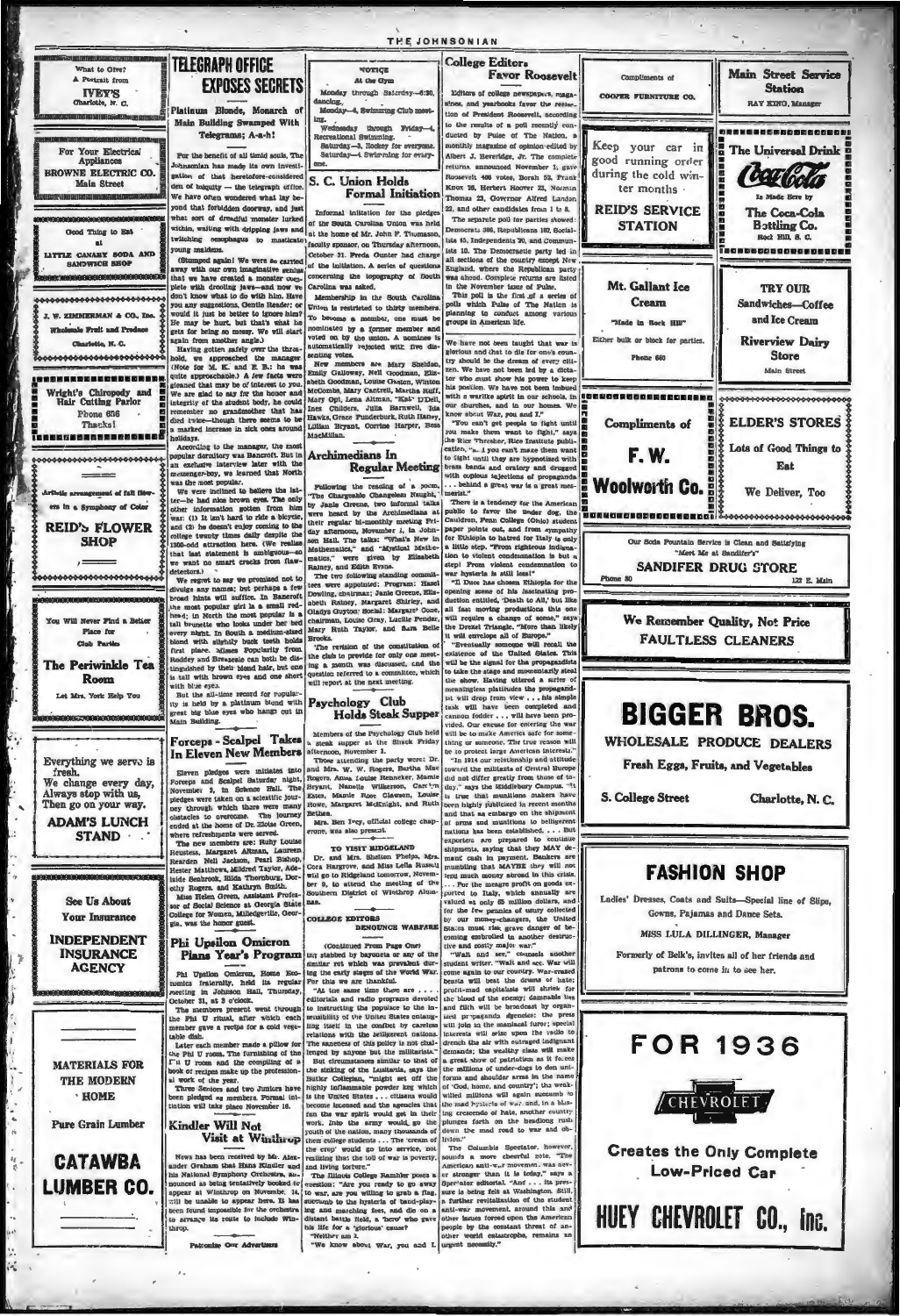What to Give? A Portrait from

**IVEY'S**

Charlotte, N. C.

---

For Your Electrical Appliances

**BROWNE ELECTRIC CO.**

Main Street

---

Good Thing to Eat at

**LITTLE CANARY SODA AND SANDWICH SHOP**

---

**J. W. ZIMMERMAN & CO., Inc.**

Wholesale Fruit and Produce

Charlotte, N. C.

---

**Wright's Chiropody and Hair Cutting Parlor**

Phone 686

Thanks!

---

Artistic arrangement of fall flowers in a Symphony of Color

**REID'S FLOWER SHOP**

---

You Will Never Find a Better Place for Club Parties

**The Periwinkle Tea Room**

Let Mrs. York Help You

---

Everything we serve is fresh. We change every day, Always stop with us, Then go on your way.

**ADAM'S LUNCH STAND**

---

See Us About Your Insurance

**INDEPENDENT INSURANCE AGENCY**

---

**MATERIALS FOR THE MODERN HOME**

Pure Grain Lumber

**CATAWBA LUMBER CO.**

---

# TELEGRAPH OFFICE EXPOSES SECRETS

## Platinum Blonde, Monarch of Main Building Swamped With Telegrams; A-a-h!

For the benefit of all timid souls, The Johnsonian has made its own investigation of that heretofore-considered den of iniquity — the telegraph office. We have often wondered what lay beyond that forbidden doorway, and just what sort of dreadful monster lurked within, waiting with dripping jaws and twitching oesophagus to masticate young maidens.

(Stumped again! We were so carried away with our own imaginative genius that we have created a monster complete with drooling jaws—and now we don't know what to do with him. Have you any suggestions, Gentle Reader; or would it just be better to ignore him? He may be hurt, but that's what he gets for being so messy. We will start again from another angle.)

Having gotten safely over the threshold, we approached the manager (Note for M. K. and E. B.: he was quite approachable.) A few facts were gleaned that may be of interest to you. We are glad to say for the honor and integrity of the student body, he could remember no grandmother that has died twice—though there seems to be a marked increase in sick ones around holidays.

According to the manager, the most popular dormitory was Bancroft. But in an exclusive interview later with the messenger-boy, we learned that North was the most popular.

We were inclined to believe the latter—he had nice brown eyes. The only other information gotten from him was: (1) It isn't hard to ride a bicycle, and (2) he doesn't enjoy coming to the college twenty times daily despite the 1500-odd attraction here. (We realize that last statement is ambiguous—so we want no smart cracks from flaw-detectors.)

We regret to say we promised not to divulge any names; but perhaps a few broad hints will suffice. In Bancroft the most popular girl is a small redhead; in North the most popular is a tall brunette who looks under her bed every night. In South a medium-sized blond with slightly buck teeth holds first place. Misses Popularity from Roddey and Breazeale can both be distinguished by their blond hair, but one is tall with brown eyes and one short with blue eyes.

But the all-time record for popularity is held by a platinum blond with great big blue eyes who hangs out in Main Building.

## Forceps - Scalpel Takes In Eleven New Members

Eleven pledges were initiated into Forceps and Scalpel Saturday night, November 2, in Science Hall. The pledges were taken on a scientific journey through which there were many obstacles to overcome. The journey ended at the home of Dr. Eloise Green, where refreshments were served.

The new members are: Ruby Louise Heustess, Margaret Altman, Laureen Rearden Nell Jackson, Pearl Bishop, Hester Matthews, Mildred Taylor, Adelaide Seabrook, Hilda Thornburg, Dorothy Rogers, and Kathryn Smith.

Miss Helen Green, Assistant Professor of Social Science at Georgia State College for Women, Milledgeville, Georgia, was the honor guest.

## Phi Upsilon Omicron Plans Year's Program

Phi Upsilon Omicron, Home Economics fraternity, held its regular meeting in Johnson Hall, Thursday, October 31, at 5 o'clock.

The members present went through the Phi U ritual, after which each member gave a recipe for a cold vegetable dish.

Later each member made a pillow for the Phi U room. The furnishing of the Phi U room and the compiling of a book of recipes make up the professional work of the year.

Three Seniors and two Juniors have been pledged as members. Formal initiation will take place November 16.

## Kindler Will Not Visit at Winthrop

News has been received by Mr. Alexander Graham that Hans Kindler and his National Symphony Orchestra, announced as being tentatively booked to appear at Winthrop on November 14, will be unable to appear here. It has been found impossible for the orchestra to arrange its route to include Winthrop.

Patronize Our Advertisers

---

**NOTICE**

At the Gym

Monday through Saturday—6:30, dancing.

Monday—4, Swimming Club meeting.

Wednesday through Friday—4, Recreational Swimming.

Saturday—3, Hockey for everyone.

Saturday—4, Swimming for everyone.

## S. C. Union Holds Formal Initiation

Informal initiation for the pledges of the South Carolina Union was held at the home of Mr. John F. Thomason, faculty sponsor, on Thursday afternoon, October 31. Freda Gunter had charge of the initiation. A series of questions concerning the topography of South Carolina was asked.

Membership in the South Carolina Union is restricted to thirty members. To become a member, one must be nominated by a former member and voted on by the union. A nominee is automatically rejected with five dissenting votes.

New members are Mary Sheldon, Emily Galloway, Nell Goodman, Elizabeth Goodman, Louise Gaston, Winton McDonald, Mary Cantrell, Martha Ruff, Mary Opt, Lena Altman, "Kat" D'Dell, Inez Childers, Julia Barnwell, Ida Hawks, Grace Funderburk, Ruth Haney, Lillian Bryant, Corrine Harper, Bess MacMillan.

## Archimedians In Regular Meeting

Following the reading of a poem, "The Chargeable Changeless Naught," by Janie Greene, two informal talks were heard by the Archimedians at their regular bi-monthly meeting Friday afternoon, November 1, in Johnson Hall. The talks: "What's New in Mathematics," and "Mystical Mathematics," were given by Elizabeth Rainey, and Edith Evans.

The two following standing committees were appointed: Program: Hazel Dowling, chairman; Janie Greene, Elizabeth Rainey, Margaret Shirley, and Gladys Guyton; Social: Margaret Cone, chairman, Louise Gray, Lucille Pender, Mary Ruth Taylor, and Sara Belle Brooks.

The revision of the constitution of the club to provide for only one meeting a month was discussed, and the question referred to a committee, which will report at the next meeting.

## Psychology Club Holds Steak Supper

Members of the Psychology Club held a steak supper at the Shack Friday afternoon, November 1.

Those attending the party were: Dr. and Mrs. W. W. Rogers, Bertha Mae Rogers, Anna Louise Renneker, Mamie Bryant, Nanette Wilkerson, Carolyn Estes, Mamie Rose Clawson, Louise Howe, Margaret McKnight, and Ruth Bethea.

Mrs. Ben Ivey, official college chaperone, was also present.

**TO VISIT RIDGELAND**

Dr. and Mrs. Shelton Phelps, Mrs. Cora Hargrove, and Miss Leila Russell will go to Ridgeland tomorrow, November 9, to attend the meeting of the Southern District of Winthrop Alumnae.

## COLLEGE EDITORS DENOUNCE WARFARE

(Continued From Page One)

ing stabbed by bayonets or any of the similar rot which was prevalent during the early stages of the World War. For this we are thankful.

"At the same time there are . . . editorials and radio programs devoted to instructing the populace to the inevitability of the United States entangling itself in the conflict by careless relations with the belligerent nations. The sameness of this policy is not challenged by anyone but the militarists."

But circumstances similar to that of the sinking of the Lusitania, says the Butler Collegian, "might set off the highly inflammable powder keg which is the United States . . . citizens would become incensed and the agencies that fan the war spirit would get in their work. Into the army would go the youth of the nation, many thousands of them college students . . . The 'cream of the crop' would go into service, not realizing that the toll of war is poverty, and living torture."

The Illinois College Rambler poses a question: "Are you ready to go away to war, are you willing to grab a flag, succumb to the hysteria of band-playing and marching feet, and die on a distant battle field, a 'hero' who gave his life for a 'glorious' cause?

"Neither am I.

"We know about War, you and I.

---

## College Editors Favor Roosevelt

Editors of college newspapers, magazines, and yearbooks favor the reelection of President Roosevelt, according to the results of a poll recently conducted by Pulse of The Nation, a monthly magazine of opinion edited by Albert J. Beveridge, Jr. The complete returns, announced November 1, gave Roosevelt 408 votes, Borah 52, Frank Knox 25, Herbert Hoover 22, Norman Thomas 23, Governor Alfred Landon 22, and other candidates from 1 to 8.

The separate poll for parties showed: Democrats 386, Republicans 182, Socialists 45, Independents 20, and Communists 10. The Democratic party led in all sections of the country except New England, where the Republican party was ahead. Complete returns are listed in the November issue of Pulse.

This poll is the first of a series of polls which Pulse of The Nation is planning to conduct among various groups in American life.

We have not been taught that war is glorious and that to die for one's country should be the dream of every citizen. We have not been led by a dictator who must show his power to keep his position. We have not been imbued with a warlike spirit in our schools, in our churches, and in our homes. We know about War, you and I."

"You can't get people to fight until you make them want to fight," says the Rice Thresher, Rice Institute publication. "... you can't make them want to fight until they are hypnotized with brass bands and oratory and drugged with copious injections of propaganda ... behind a great war is a great mesmerist."

"There is a tendency for the American public to favor the under dog, the Cauldron, Fenn College (Ohio) student paper points out, and from sympathy for Ethiopia to hatred for Italy is only a little step. "From righteous indignation to violent condemnation is but a step! From violent condemnation to war hysteria is still less!"

"Il Duce has chosen Ethiopia for the opening scene of his fascinating production entitled, 'Death to All,' but like all fast moving predictions this one will require a change of scene," says the Drexel Triangle. "More than likely it will envelope all of Europe."

"Eventually someone will recall the existence of the United States. This will be the signal for the propagandists to take the stage and momentarily steal the show. Having uttered a series of meaningless platitudes the propagandist will drop from view . . . his simple task will have been completed and cannon fodder . . . will have been provided. Our excuse for entering the war will be to make America safe for something or someone. The true reason will be to protect large American interests."

"In 1914 our relationship and attitude toward the militants of Central Europe did not differ greatly from those of today," says the Middlebury Campus. "It is true that munitions makers have been highly publicized in recent months and that an embargo on the shipment of arms and munitions to belligerent nations has been established. . . . But exporters are prepared to continue shipments, saying that they MAY demand cash in payment. Bankers are mumbling that MAYBE they will not lend much money abroad in this crisis. . . . For the meagre profit on goods exported to Italy, which annually are valued at only 65 million dollars, and for the few pennies of usury collected by our money-changers, the United States must risk grave danger of becoming embroiled in another destructive and costly major war."

"Wait and see," counsels another student writer. "Wait and see. War will come again to our country. War-crazed beasts will beat the drums of hate; profit-mad capitalists will shriek for the blood of the enemy; damnable lies and filth will be broadcast by organized propaganda agencies; the press will join in the maniacal furor; special interests will seize upon the radio to drench the air with outraged indignant demands; the wealthy class will make a great show of patriotism as it forces the millions of under-dogs to don uniforms and shoulder arms in the name of 'God, home, and country'; the weak-willed millions will again succumb to the mad hysteria of war and, in a blinding crescendo of hate, another country plunges forth on the headlong rush down the mad road to war and oblivion."

The Columbia Spectator, however, sounds a more cheerful note. "The American anti-war movement was never stronger than it is today," says a Spectator editorial. "And . . . its pressure is being felt at Washington. Still, a further revitalization of the student anti-war movement, around this and other issues forced upon the American people by the constant threat of another world catastrophe, remains an urgent necessity."

---

Compliments of

**COOPER FURNITURE CO.**

---

Keep your car in good running order during the cold winter months

**REID'S SERVICE STATION**

---

**Mt. Gallant Ice Cream**

"Made in Rock Hill"

Either bulk or block for parties.

Phone 660

---

Compliments of

**F. W. Woolworth Co.**

---

**Main Street Service Station**

RAY KING, Manager

---

**The Universal Drink**

Coca-Cola

Is Made Here by

**The Coca-Cola Bottling Co.**

Rock Hill, S. C.

---

**TRY OUR**

Sandwiches—Coffee and Ice Cream

**Riverview Dairy Store**

Main Street

---

**ELDER'S STORES**

Lots of Good Things to Eat

We Deliver, Too

---

Our Soda Fountain Service is Clean and Satisfying

"Meet Me at Sandifer's"

**SANDIFER DRUG STORE**

Phone 80 — 122 E. Main

---

We Remember Quality, Not Price

**FAULTLESS CLEANERS**

---

# BIGGER BROS.

**WHOLESALE PRODUCE DEALERS**

Fresh Eggs, Fruits, and Vegetables

S. College Street — Charlotte, N. C.

---

# FASHION SHOP

Ladies' Dresses, Coats and Suits—Special line of Slips, Gowns, Pajamas and Dance Sets.

MISS LULA DILLINGER, Manager

Formerly of Belk's, invites all of her friends and patrons to come in to see her.

---

# FOR 1936

CHEVROLET

**Creates the Only Complete Low-Priced Car**

# HUEY CHEVROLET CO., Inc.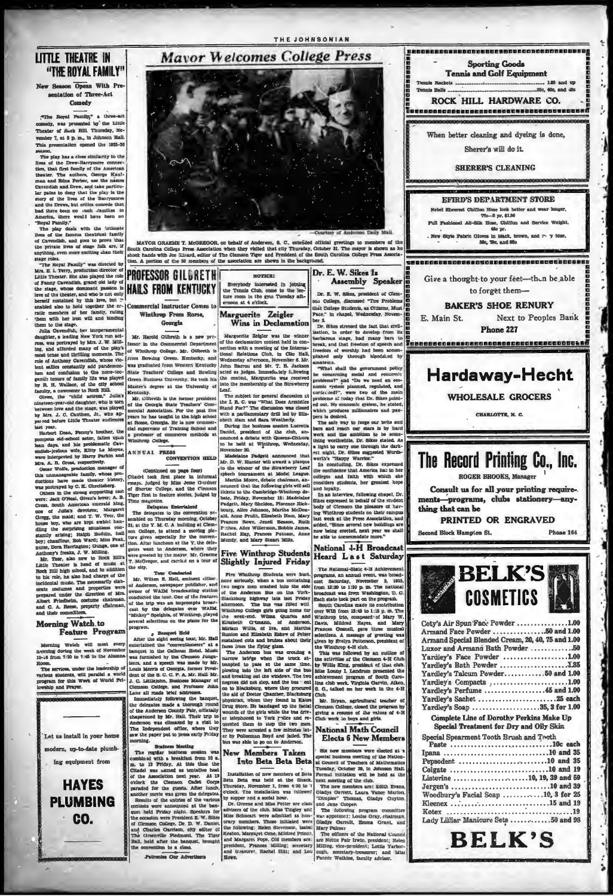# LITTLE THEATRE IN "THE ROYAL FAMILY"

## New Season Opens With Presentation of Three-Act Comedy

"The Royal Family," a three-act comedy, was presented by the Little Theater of Rock Hill Thursday, November 7, at 8 p. m., in Johnson Hall. This presentation opened the 1935-36 season.

The play has a close similarity to the lives of the Drew-Barrymore connection, that first family of the American theater. The authors, George Kaufman and Edna Ferber, use the names Cavendish and Drew, and take particular pains to deny that the play is the story of the lives of the Barrymores and the Drews, but critics concede that had there been no such families in America, there would have been no "Royal Family."

The play deals with the intimate lives of the famous theatrical family of Cavendish, and goes to prove that the private lives of stage folk are, if anything, even more exciting than their stage roles.

"The Royal Family" was directed by Mrs. E. I. Terry, production director of Little Theater. She also played the role of Fanny Cavendish, grand old lady of the stage, whose dominant passion is love of the theater, and who is not only herself nourished by this love, but is enabled also to hold together the erratic members of her family, ruling them with her iron will and binding them to the stage.

Julia Cavendish, her temperamental daughter, a leading New York run actress, was portrayed by Mrs. J. W. Milling, and afforded many of the play's most tense and thrilling moments. The role of Anthony Cavendish, whose violent sallies constantly add pandemonium and confusion to the none-too-gentle tenure of family life was played by R. H. Wallace, of the city school faculty, a newcomer to Rock Hill.

Gwen, the "child actress," Julia's nineteen-year-old daughter, who is torn between love and the stage, was played by Mrs. J. C. Cauthen, Jr., who appeared before Little Theater audiences last year.

Herbert Dean, Fanny's brother, the pompous old-school actor, fallen upon lean days, and his problematic Cavendish-jealous wife, Kitty Le Moyne, were interpreted by Harry Parkin and Mrs. A. B. Cross, respectively.

Oscar Wolfe, production manager of this unmanageable family, whose productions have made theater history, was portrayed by C. K. Christsberg.

Others in the strong supporting cast were: Jack O'Neal, Gwen's lover; A. B. Cross, South American emerald king, one of Julia's devotees; Margaret Gregg, the maid; and T. W. Terr, the house boy, who are kept awhirl handling the surprising situations constantly arising; Ralph Buddin, hall boy; chauffeur, Bob Ward; Miss Peak, nurse, Dora Harrington; Gunga, one of Anthony's freaks, J. W. Milling.

Mr. Terr, also new to Rock Hill's Little Theater is head of music at Rock Hill high school, and in addition to his role, he also had charge of the incidental music. The necessarily elaborate costumes and properties were prepared under the direction of Mrs. Albert Friedheim, costume chairman, and C. A. Reese, property chairman, and their committees.

# Morning Watch to Feature Program

Morning Watch will meet every morning during the week of November 10-16 from 7:30 to 7:45 in the Alumnae Room.

The services, under the leadership of various students, will parallel a world program for this Week of World Fellowship and Prayer.

---

Let us install in your home modern, up-to-date plumbing equipment from

**HAYES PLUMBING CO.**

---

# Mayor Welcomes College Press

—Courtesy of Anderson Daily Mail.

MAYOR GRAEME T. McGREGOR, on behalf of Anderson, S. C., extended official greetings to members of the South Carolina College Press Association when they visited that city Thursday, October 31. The mayor is shown as he shook hands with Joe Sinard, editor of The Clemson Tiger and President of the South Carolina College Press Association. A portion of the 50 members of the association are shown in the background.

# PROFESSOR GILBRETH HAILS FROM KENTUCKY

## Commercial Instructor Comes to Winthrop From Rome, Georgia

Mr. Harold Gilbreth is a new professor in the Commercial Department of Winthrop College. Mr. Gilbreth is from Bowling Green, Kentucky, and was graduated from Western Kentucky State Teachers' College and Bowling Green Business University. He took his Master's degree at the University of Kentucky.

Mr. Gilbreth is the former president of the Georgia State Teachers' Commercial Association. For the past five years he has taught in the high school at Rome, Georgia. He is now commercial supervisor of Training School and a professor of commerce methods at Winthrop College.

## ANNUAL PRESS CONVENTION HELD

(Continued on page four)

Citadel took first place in informal essays, judged by Miss Jesse Gardner of Shorter College, and the Clemson Tiger first in feature stories, judged by Time magazine.

### Delegates Entertained

The delegates to the convention assembled on Thursday morning, October 31, at the Y. M. C. A. building at Clemson College, to attend a moving picture given especially for the convention. After luncheon at the Y, the delegates went to Anderson, where they were greeted by the mayor, Mr. Graeme T. McGregor, and carried on a tour of the city.

### Tour Conducted

Mr. Wilton E. Hall, eminent citizen of Anderson, newspaper publisher, and owner of WAIM broadcasting station conducted the tour. One of the features of the trip was an impromptu broadcast by the delegates over WAIM. "Mickey" Speights, of Winthrop, played several selections on the piano for the program.

### Banquet Held

After the sight seeing tour, Mr. Hall entertained the "conventioneers" at a banquet in the Calhoun Hotel. Music was furnished by the Clemson Jungaleers, and a speech was made by Mr. Louis Morris of Georgia, former president of the S. C. C. P. A. Mr. Hall Mr. J. C. Littlejohn, Business Manager of Clemson College, and Professor John Lane all made brief addresses.

Immediately following the banquet, the delegates made a thorough round of the Anderson County Fair, officially chaperoned by Mr. Hall. Their trip to Anderson was climaxed by a visit to The Independent office, where they saw the paper put to press early Friday morning.

### Business Meeting

The regular business session was combined with a breakfast from 10 a. m. to 12 Friday. At this time the Citadel was named as tentative host of the Association next year. At 12 o'clock the Clemson Cadet Corps paraded for the guests. After lunch, another movie was given the delegates. Results of the entries of the various contests were announced at the banquet held Friday night. Speakers for the occasion were President E. W. Sikes of Clemson College, Dr. D. W. Daniel, and Charles Garrison, city editor of The Greenville Piedmont. The Tiger Ball, held after the banquet, brought the convention to a close.

Patronize Our Advertisers

---

**NOTICE!**

Everybody interested in joining the Tennis Club, come to the lecture room in the gym Tuesday afternoon at 4 o'clock.

# Marguerite Zeigler Wins in Declamation

Marguerite Zeigler was the winner of the declamation contest held in connection with a meeting of the International Relations Club, in Clio Hall, Wednesday afternoon, November 6. Mr. John Barron and Mr. T. B. Jackson acted as judges. Immediately following the contest, Marguerite was received into the membership of the Strawberry Leaf.

The subject for general discussion at the I. R. C. was "What Does Armistice Stand For?" The discussion was closed with a parliamentary drill led by Elizabeth Ham and Sara Weatherly.

During the business session Lucretia Daniel, president of the club, announced a debate with Queens-Chicora to be held at Winthrop, Wednesday, November 20.

Madelaine Padgett announced that Mr. D. W. Hunter will award a plaque to the winner of the Strawberry Leaf speech tournament at Model League.

Martha Moore, debate chairman, announced that the following girls will sell tickets to the Cambridge-Winthrop debate, Friday, November 15: Madelaine Padgett, Mary Sheldon, Florence Richbourg, Alice Johnson, Martha McDonald, Anne Pruitt, Elizabeth Ham, Mary Frances Rowe, Jenell Beason, Ruth Pitchess, Alice Wilkerson, Bobbie James, Rachel Hay, Frances Putnam, Anne Mundy, and Mary Stuart Mills.

# Five Winthrop Students Slightly Injured Friday

Five Winthrop Students were hurt, none seriously, when a bus containing two negro men crashed into the side of the Anderson Bus on the York-Blacksburg highway late last Friday afternoon. The bus was filled with Winthrop College girls going home for the week-end. Wilma Quarles and Elizabeth Crimann, of Anderson, Miriam Willis, of Iva, and Martha Russion and Elizabeth Eskew of Pelzer sustained cuts and bruises about their faces from the flying glass.

The Anderson bus was crossing a narrow bridge when the truck attempted to pass at the same time, plowing into the left side of the bus and breaking out the windows. The two negroes did not stop, and the bus went on to Blacksburg, where they procured the aid of Doctor Chamber, Blacksburg physician, whom they found in Estes Drug Store. He bandaged up the facial wounds of the girls while the bus driver telephoned to York police and requested them to stop the two men. They were arrested a few minutes later by Policeman Boyd and jailed. The bus was able to go on to Anderson.

# New Members Taken Into Beta Beta Beta

Installation of new members of Beta Beta Beta was held at the Shack, Thursday, November 1, from 4:30 to 7 o'clock. The installation was followed by supper and a social hour.

Dr. Greene and Miss Potter are club advisers of the club. Miss Tingley and Miss Schnearr were admitted as honorary members. Those initiated were the following: Helen Stevenson, Isabel Keaton, Margaret Cone, Mildred Prince and Margaret Pope. Old members are: president, Frances Milling; secretary and treasurer, Rachel Hitt; and Lou Howe.

# Dr. E. W. Sikes Is Assembly Speaker

Dr. E. W. Sikes, president of Clemson College, discussed "The Problems that College Students, as Citizens, Must Face," in chapel, Wednesday, November 6.

Dr. Sikes stressed the fact that civilization, in order to develop from its barbarous stage, had many bars to break, and that freedom of speech and freedom of worship had been accomplished only through bloodshed by amateurs.

"What shall the government policy be concerning social and economic problems?" and "Do we need an economic system planned, regulated, and controlled?", were two of the main problems of today that Dr. Sikes pointed out. No economic system, he stated, which produces millionaires and paupers is desired.

The safe way to forge our bells and bars and reach our stars is by hard work and the ambition to be something worthwhile, Dr. Sikes stated. As a light to carry one through the darkest night, Dr. Sikes suggested Wordsworth's "Happy Warrior."

In concluding, Dr. Sikes expressed the confidence that America has in her colleges and faith with which she considers students, her greatest hope and loyalty.

In an interview, following chapel, Dr. Sikes expressed in behalf of the student body of Clemson the pleasure of having Winthrop students on their campus last week at the Press Association, and added, "Since several new buildings are now being erected, next year we shall be able to accommodate more."

# National 4-H Broadcast Heard Last Saturday

The National-State 4-H Achievement programs, an annual event, was broadcast Saturday, November 2, 1935, from 12:30 to 1:30 p. m. The national broadcast was from Washington, D. C. Each state took part on the program.

South Carolina made its contribution over WIS from 12:45 to 1:15 p. m. The Winthrop trio, composed of Mary W. Davis, Mildred Hayes, and Mary Frances Connell, gave three musical selections. A message of greeting was given by Evelyn Patterson, president of the Winthrop 4-H club.

This was followed by an outline of the activities of the Clemson 4-H Club by Willis King, president of that club. Miss Lonny I. Landrum presented the achievement program of South Carolina club work. Virginia Garvin, Aiken, S. C., talked on her work in the 4-H Club.

Mr. Bryan, agricultural teacher of Clemson College, closed the program by giving a resume of the values of 4-H Club work to boys and girls.

# National Math Council Elects 6 New Members

Six new members were elected at a special business meeting of the National Council of Teachers of Mathematics Tuesday, October 29, in Johnson Hall. Formal initiation will be held at the next meeting of the club.

The new members are: Edith Evans, Gladys Garrett, Laura Vance Marion, "Dimples" Thomas, Gladys Guyton, and Jane Cooper.

The following program committee was appointed: Louise Gray, chairman, Gladys Garrett, Emma Grant, and Mary Palmer.

The officers of the National Council are Nettie Pair Irwin, president; Helen Milling, vice-president; Lottie Yarborough, secretary-treasurer; and Miss Fannie Watkins, faculty adviser.

---

**Sporting Goods**
**Tennis and Golf Equipment**

Tennis Rackets ........ 1.85 and up
Tennis Balls ........ 35c, 40c, and 45c

**ROCK HILL HARDWARE CO.**

---

When better cleaning and dyeing is done, Sherer's will do it.

**SHERER'S CLEANING**

---

**EFIRD'S DEPARTMENT STORE**

Nebel Sheerest Chiffon Hose look better and wear longer, 79c—3 pr. $1.50

Full Fashioned All-Silk Hose, Chiffon and Service Weight, 48c pr.

New Style Fabric Gloves in black, brown, and navy blue, 59c, 79c, and 98c

---

Give a thought to your feet—then be able to forget them—

**BAKER'S SHOE RENURY**

E. Main St. Next to Peoples Bank

Phone 227

---

# Hardaway-Hecht

**WHOLESALE GROCERS**

CHARLOTTE, N. C.

---

# The Record Printing Co., Inc.

ROGER BROOKS, Manager

Consult us for all your printing requirements—programs, clubs stationery—anything that can be

**PRINTED OR ENGRAVED**

Second Block Hampton St. Phone 164

---

# BELK'S COSMETICS

| | |
|---|---|
| Coty's Air Spun Face Powder | 1.00 |
| Armand Face Powder | .50 and 1.00 |
| Armand Special Blended Cream, 20, 40, 75 and | 1.00 |
| Luxor and Armand Bath Powder | .50 |
| Yardley's Face Powder | 1.00 |
| Yardley's Bath Powder | 1.35 |
| Yardley's Talcum Powder | .50 and 1.00 |
| Yardley's Compacts | 1.00 |
| Yardley's Perfume | .45 and 1.00 |
| Yardley's Sachet | .25 each |
| Yardley's Soap | .35, 3 for 1.00 |

**Complete Line of Dorothy Perkins Make Up**
**Special Treatment for Dry and Oily Skin**

| | |
|---|---|
| Special Spearmint Tooth Brush and Tooth Paste | 10c each |
| Ipana | .10 and 35 |
| Pepsodent | .10 and 35 |
| Colgate | .10 and 19 |
| Listerine | .10, 19, 39 and 59 |
| Jergen's | .10 and 39 |
| Woodbury's Facial Soap | .10, 3 for 25 |
| Kleenex | .15 and 19 |
| Kotex | .19 |
| Lady Lillian Manicure Sets | .50 and 98 |

**BELK'S**